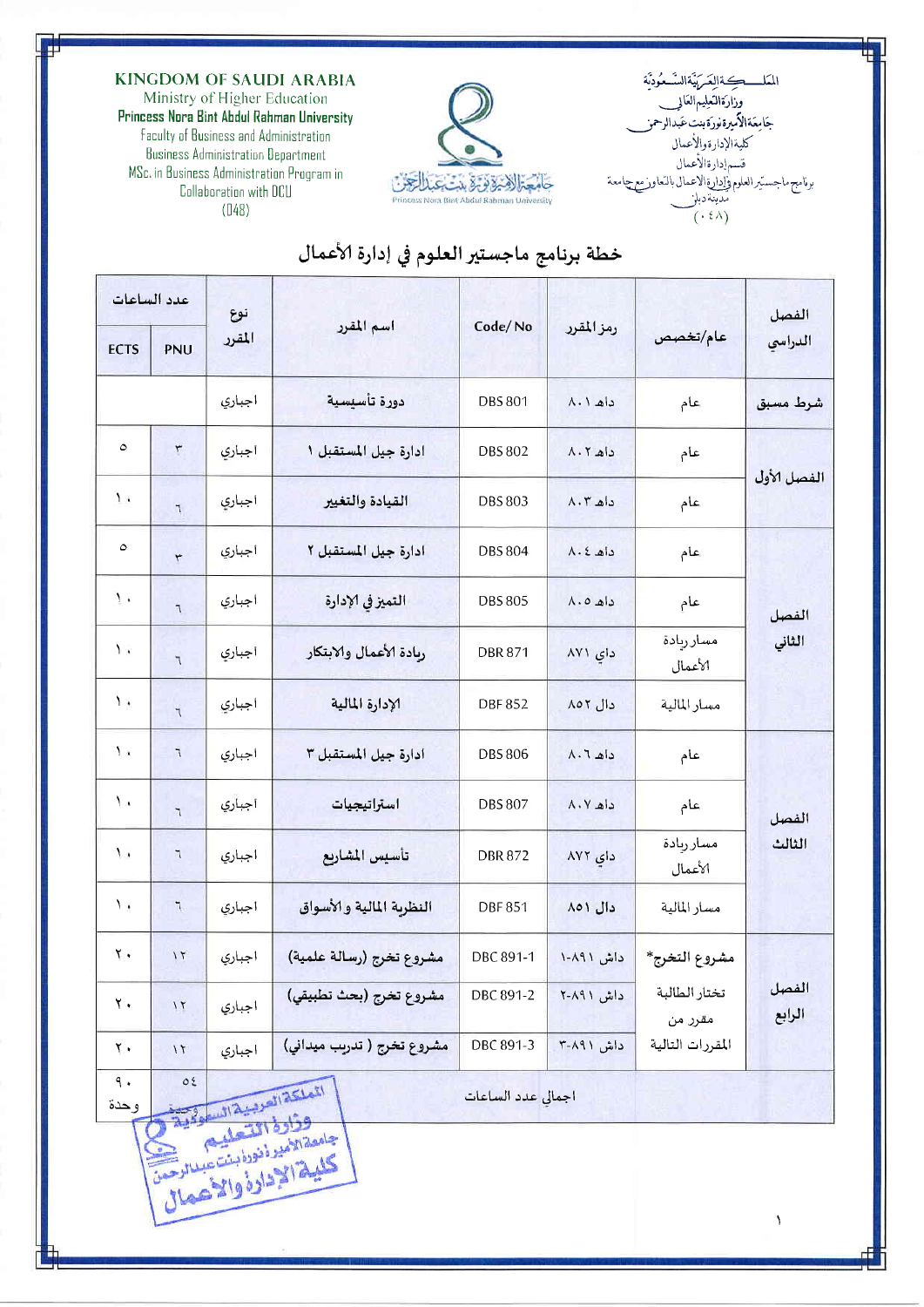KINGDOM OF SAUDI ARABIA
Ministry of Higher Education
Princess Nora Bint Abdul Rahman University
Faculty of Business and Administration
Business Administration Department
MSc. in Business Administration Program in Collaboration with DCU
(048)

المملكة العربية السعودية
وزارة التعليم العالي
جامعة الأميرة نورة بنت عبدالرحمن
كلية الإدارة والأعمال
قسم إدارة الأعمال
برنامج ماجستير العلوم في إدارة الأعمال بالتعاون مع جامعة مدينة دبلن
(٠٤٨)

# خطة برنامج ماجستير العلوم في إدارة الأعمال

| الفصل الدراسي | عام/تخصص | رمز المقرر | Code/ No | اسم المقرر | نوع المقرر | عدد الساعات PNU | عدد الساعات ECTS |
|---|---|---|---|---|---|---|---|
| شرط مسبق | عام | داه ٨٠١ | DBS 801 | دورة تأسيسية | اجباري | | |
| الفصل الأول | عام | داه ٨٠٢ | DBS 802 | ادارة جيل المستقبل ١ | اجباري | ٣ | ٥ |
| | عام | داه ٨٠٣ | DBS 803 | القيادة والتغيير | اجباري | ٦ | ١٠ |
| الفصل الثاني | عام | داه ٨٠٤ | DBS 804 | ادارة جيل المستقبل ٢ | اجباري | ٣ | ٥ |
| | عام | داه ٨٠٥ | DBS 805 | التميز في الإدارة | اجباري | ٦ | ١٠ |
| | مسار ريادة الأعمال | داي ٨٧١ | DBR 871 | ريادة الأعمال والابتكار | اجباري | ٦ | ١٠ |
| | مسار المالية | دال ٨٥٢ | DBF 852 | الإدارة المالية | اجباري | ٦ | ١٠ |
| الفصل الثالث | عام | داه ٨٠٦ | DBS 806 | ادارة جيل المستقبل ٣ | اجباري | ٦ | ١٠ |
| | عام | داه ٨٠٧ | DBS 807 | استراتيجيات | اجباري | ٦ | ١٠ |
| | مسار ريادة الأعمال | داي ٨٧٢ | DBR 872 | تأسيس المشاريع | اجباري | ٦ | ١٠ |
| | مسار المالية | دال ٨٥١ | DBF 851 | النظرية المالية والأسواق | اجباري | ٦ | ١٠ |
| الفصل الرابع | مشروع التخرج* | داش ٨٩١-١ | DBC 891-1 | مشروع تخرج (رسالة علمية) | اجباري | ١٢ | ٢٠ |
| | تختار الطالبة مقرر من | داش ٨٩١-٢ | DBC 891-2 | مشروع تخرج (بحث تطبيقي) | اجباري | ١٢ | ٢٠ |
| | المقررات التالية | داش ٨٩١-٣ | DBC 891-3 | مشروع تخرج ( تدريب ميداني) | اجباري | ١٢ | ٢٠ |
| اجمالي عدد الساعات | | | | | | ٥٤ وحدة | ٩٠ وحدة |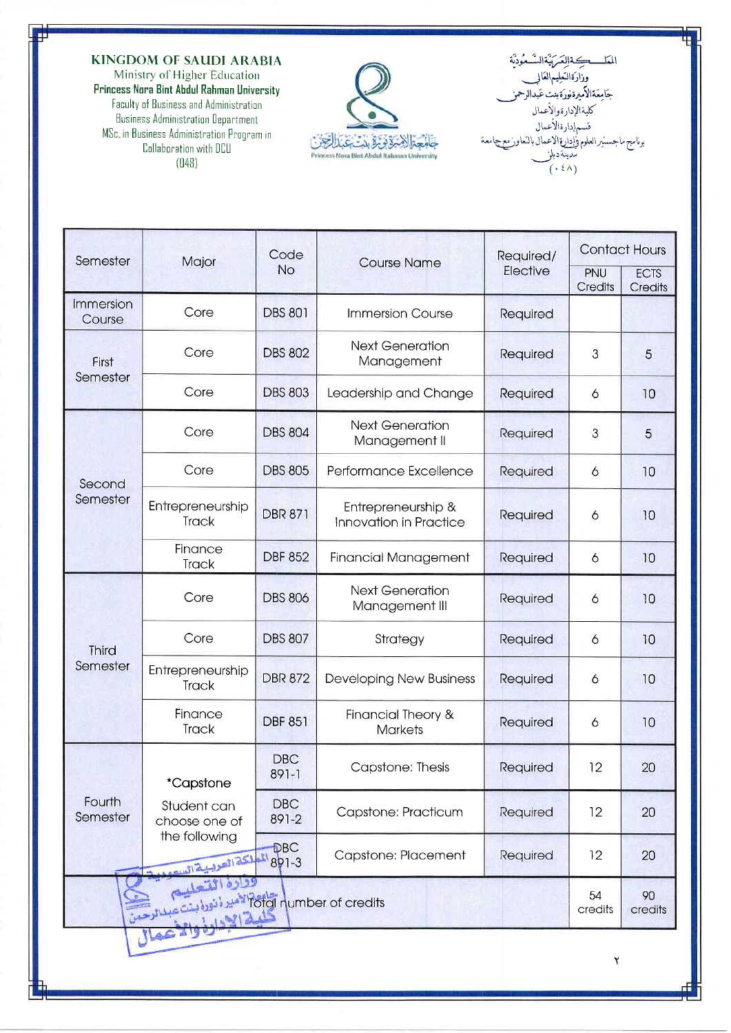**KINGDOM OF SAUDI ARABIA**
Ministry of Higher Education
**Princess Nora Bint Abdul Rahman University**
Faculty of Business and Administration
Business Administration Department
MSc. in Business Administration Program in Collaboration with DCU
(048)

المملكة العربية السعودية
وزارة التعليم العالي
جامعة الأميرة نورة بنت عبدالرحمن
كلية الإدارة والأعمال
قسم إدارة الأعمال
برنامج ماجستير العلوم في إدارة الأعمال بالتعاون مع جامعة مدينة دبلن
(٠٤٨)

| Semester | Major | Code No | Course Name | Required/ Elective | Contact Hours | |
|---|---|---|---|---|---|---|
| | | | | | PNU Credits | ECTS Credits |
| Immersion Course | Core | DBS 801 | Immersion Course | Required | | |
| First Semester | Core | DBS 802 | Next Generation Management | Required | 3 | 5 |
| | Core | DBS 803 | Leadership and Change | Required | 6 | 10 |
| Second Semester | Core | DBS 804 | Next Generation Management II | Required | 3 | 5 |
| | Core | DBS 805 | Performance Excellence | Required | 6 | 10 |
| | Entrepreneurship Track | DBR 871 | Entrepreneurship & Innovation in Practice | Required | 6 | 10 |
| | Finance Track | DBF 852 | Financial Management | Required | 6 | 10 |
| Third Semester | Core | DBS 806 | Next Generation Management III | Required | 6 | 10 |
| | Core | DBS 807 | Strategy | Required | 6 | 10 |
| | Entrepreneurship Track | DBR 872 | Developing New Business | Required | 6 | 10 |
| | Finance Track | DBF 851 | Financial Theory & Markets | Required | 6 | 10 |
| Fourth Semester | *Capstone Student can choose one of the following | DBC 891-1 | Capstone: Thesis | Required | 12 | 20 |
| | | DBC 891-2 | Capstone: Practicum | Required | 12 | 20 |
| | | DBC 891-3 | Capstone: Placement | Required | 12 | 20 |
| Total number of credits | | | | | 54 credits | 90 credits |